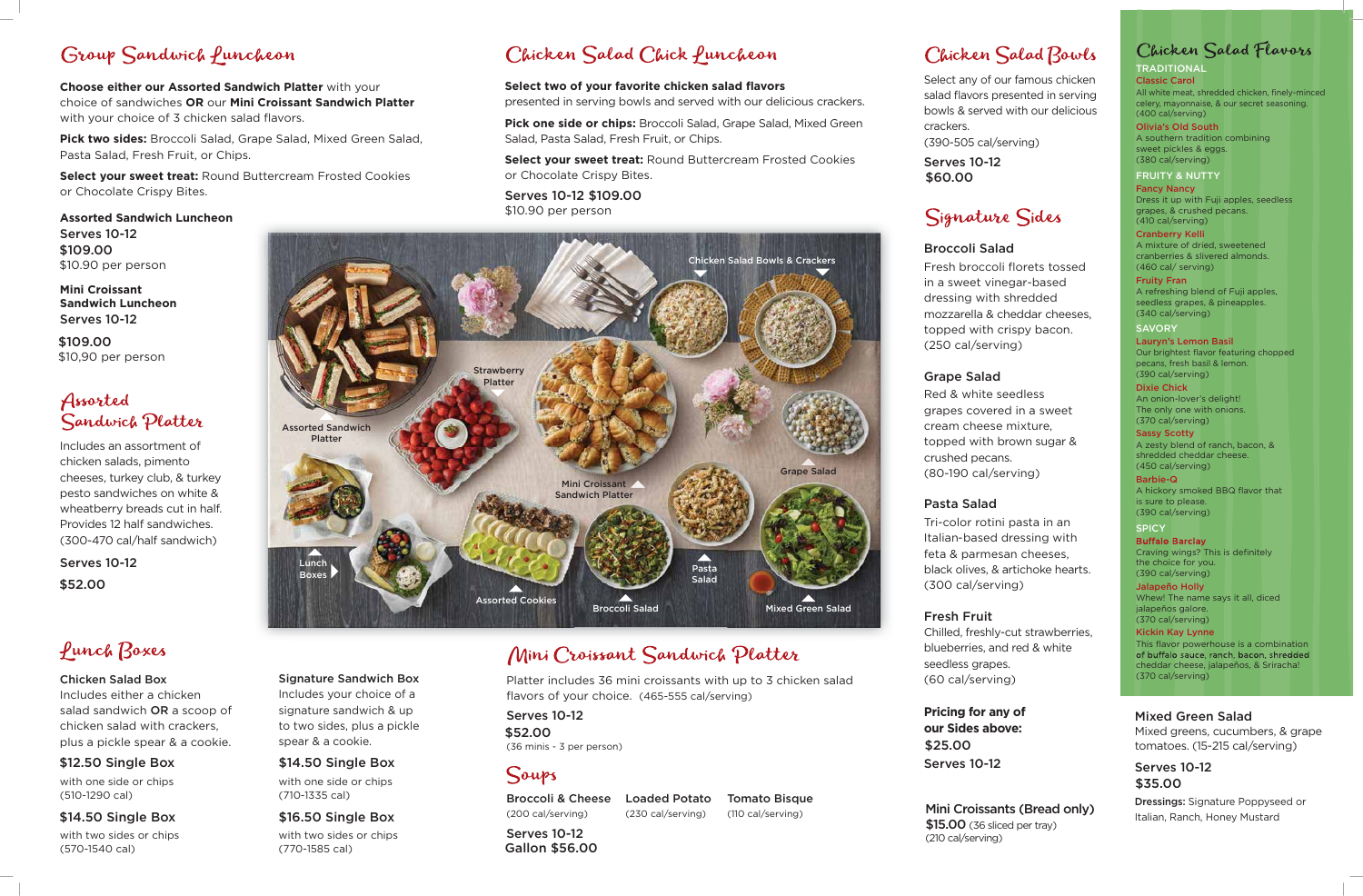## Group Sandwich Luncheon

**Choose either our Assorted Sandwich Platter** with your choice of sandwiches **OR** our **Mini Croissant Sandwich Platter** with your choice of 3 chicken salad flavors.

**Pick two sides:** Broccoli Salad, Grape Salad, Mixed Green Salad, Pasta Salad, Fresh Fruit, or Chips.

**Select your sweet treat:** Round Buttercream Frosted Cookies or Chocolate Crispy Bites.

**Assorted Sandwich Luncheon**
Serves 10-12
$109.00
$10.90 per person

**Mini Croissant Sandwich Luncheon**
Serves 10-12
$109.00
$10,90 per person

## Assorted Sandwich Platter

Includes an assortment of chicken salads, pimento cheeses, turkey club, & turkey pesto sandwiches on white & wheatberry breads cut in half. Provides 12 half sandwiches. (300-470 cal/half sandwich)

Serves 10-12
$52.00

## Lunch Boxes

**Chicken Salad Box**
Includes either a chicken salad sandwich **OR** a scoop of chicken salad with crackers, plus a pickle spear & a cookie.

$12.50 Single Box
with one side or chips
(510-1290 cal)

$14.50 Single Box
with two sides or chips
(570-1540 cal)

**Signature Sandwich Box**
Includes your choice of a signature sandwich & up to two sides, plus a pickle spear & a cookie.

$14.50 Single Box
with one side or chips
(710-1335 cal)

$16.50 Single Box
with two sides or chips
(770-1585 cal)

## Chicken Salad Chick Luncheon

**Select two of your favorite chicken salad flavors** presented in serving bowls and served with our delicious crackers.

**Pick one side or chips:** Broccoli Salad, Grape Salad, Mixed Green Salad, Pasta Salad, Fresh Fruit, or Chips.

**Select your sweet treat:** Round Buttercream Frosted Cookies or Chocolate Crispy Bites.

Serves 10-12 $109.00
$10.90 per person

Chicken Salad Bowls & Crackers
Strawberry Platter
Assorted Sandwich Platter
Mini Croissant Sandwich Platter
Grape Salad
Lunch Boxes
Pasta Salad
Assorted Cookies
Broccoli Salad
Mixed Green Salad

## Mini Croissant Sandwich Platter

Platter includes 36 mini croissants with up to 3 chicken salad flavors of your choice. (465-555 cal/serving)

Serves 10-12
$52.00
(36 minis - 3 per person)

## Soups

**Broccoli & Cheese** (200 cal/serving)
**Loaded Potato** (230 cal/serving)
**Tomato Bisque** (110 cal/serving)

Serves 10-12
Gallon $56.00

## Chicken Salad Bowls

Select any of our famous chicken salad flavors presented in serving bowls & served with our delicious crackers.
(390-505 cal/serving)

Serves 10-12
$60.00

## Signature Sides

**Broccoli Salad**
Fresh broccoli florets tossed in a sweet vinegar-based dressing with shredded mozzarella & cheddar cheeses, topped with crispy bacon. (250 cal/serving)

**Grape Salad**
Red & white seedless grapes covered in a sweet cream cheese mixture, topped with brown sugar & crushed pecans. (80-190 cal/serving)

**Pasta Salad**
Tri-color rotini pasta in an Italian-based dressing with feta & parmesan cheeses, black olives, & artichoke hearts. (300 cal/serving)

**Fresh Fruit**
Chilled, freshly-cut strawberries, blueberries, and red & white seedless grapes. (60 cal/serving)

**Pricing for any of our Sides above:**
$25.00
Serves 10-12

**Mini Croissants (Bread only)**
$15.00 (36 sliced per tray)
(210 cal/serving)

## Chicken Salad Flavors

**TRADITIONAL**

**Classic Carol**
All white meat, shredded chicken, finely-minced celery, mayonnaise, & our secret seasoning. (400 cal/serving)

**Olivia's Old South**
A southern tradition combining sweet pickles & eggs. (380 cal/serving)

**FRUITY & NUTTY**

**Fancy Nancy**
Dress it up with Fuji apples, seedless grapes, & crushed pecans. (410 cal/serving)

**Cranberry Kelli**
A mixture of dried, sweetened cranberries & slivered almonds. (460 cal/ serving)

**Fruity Fran**
A refreshing blend of Fuji apples, seedless grapes, & pineapples. (340 cal/serving)

**SAVORY**

**Lauryn's Lemon Basil**
Our brightest flavor featuring chopped pecans, fresh basil & lemon. (390 cal/serving)

**Dixie Chick**
An onion-lover's delight! The only one with onions. (370 cal/serving)

**Sassy Scotty**
A zesty blend of ranch, bacon, & shredded cheddar cheese. (450 cal/serving)

**Barbie-Q**
A hickory smoked BBQ flavor that is sure to please. (390 cal/serving)

**SPICY**

**Buffalo Barclay**
Craving wings? This is definitely the choice for you. (390 cal/serving)

**Jalapeño Holly**
Whew! The name says it all, diced jalapeños galore. (370 cal/serving)

**Kickin Kay Lynne**
This flavor powerhouse is a combination of buffalo sauce, ranch, bacon, shredded cheddar cheese, jalapeños, & Sriracha! (370 cal/serving)

**Mixed Green Salad**
Mixed greens, cucumbers, & grape tomatoes. (15-215 cal/serving)

Serves 10-12
$35.00

**Dressings:** Signature Poppyseed or Italian, Ranch, Honey Mustard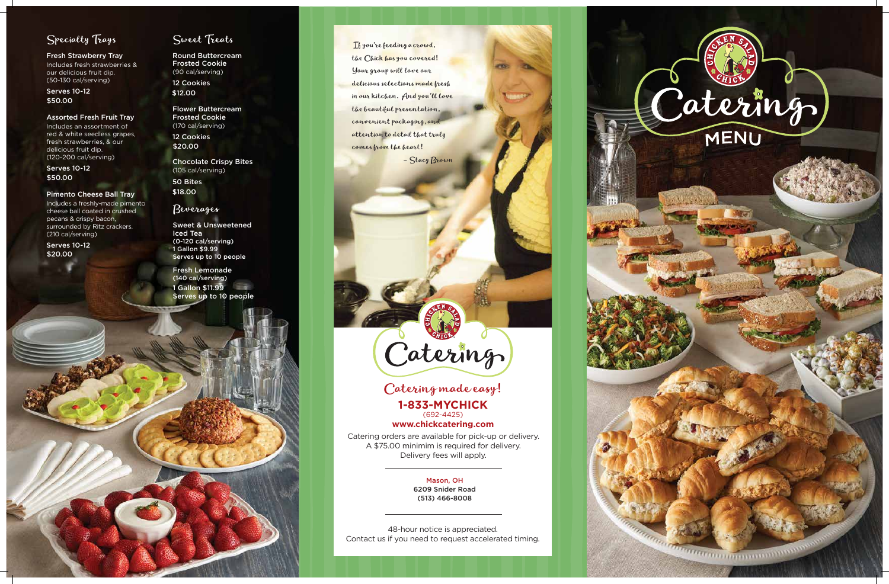## Specialty Trays

**Fresh Strawberry Tray**
Includes fresh strawberries & our delicious fruit dip.
(50-130 cal/serving)

**Serves 10-12**
**$50.00**

**Assorted Fresh Fruit Tray**
Includes an assortment of red & white seedless grapes, fresh strawberries, & our delicious fruit dip.
(120-200 cal/serving)

**Serves 10-12**
**$50.00**

**Pimento Cheese Ball Tray**
Includes a freshly-made pimento cheese ball coated in crushed pecans & crispy bacon, surrounded by Ritz crackers.
(210 cal/serving)

**Serves 10-12**
**$20.00**

## Sweet Treats

**Round Buttercream Frosted Cookie**
(90 cal/serving)

**12 Cookies**
**$12.00**

**Flower Buttercream Frosted Cookie**
(170 cal/serving)

**12 Cookies**
**$20.00**

**Chocolate Crispy Bites**
(105 cal/serving)

**50 Bites**
**$18.00**

## Beverages

**Sweet & Unsweetened Iced Tea**
**(0-120 cal/serving)**
**1 Gallon $9.99**
**Serves up to 10 people**

**Fresh Lemonade**
**(140 cal/serving)**
**1 Gallon $11.99**
**Serves up to 10 people**

*If you're feeding a crowd, the Chick has you covered! Your group will love our delicious selections made fresh in our kitchen. And you'll love the beautiful presentation, convenient packaging, and attention to detail that truly comes from the heart!*

*– Stacy Brown*

Chicken Salad Chick Catering

*Catering made easy!*

**1-833-MYCHICK**
(692-4425)
**www.chickcatering.com**

Catering orders are available for pick-up or delivery. A $75.00 minimim is required for delivery. Delivery fees will apply.

Mason, OH
6209 Snider Road
(513) 466-8008

48-hour notice is appreciated.
Contact us if you need to request accelerated timing.

Chicken Salad Chick

# Catering MENU